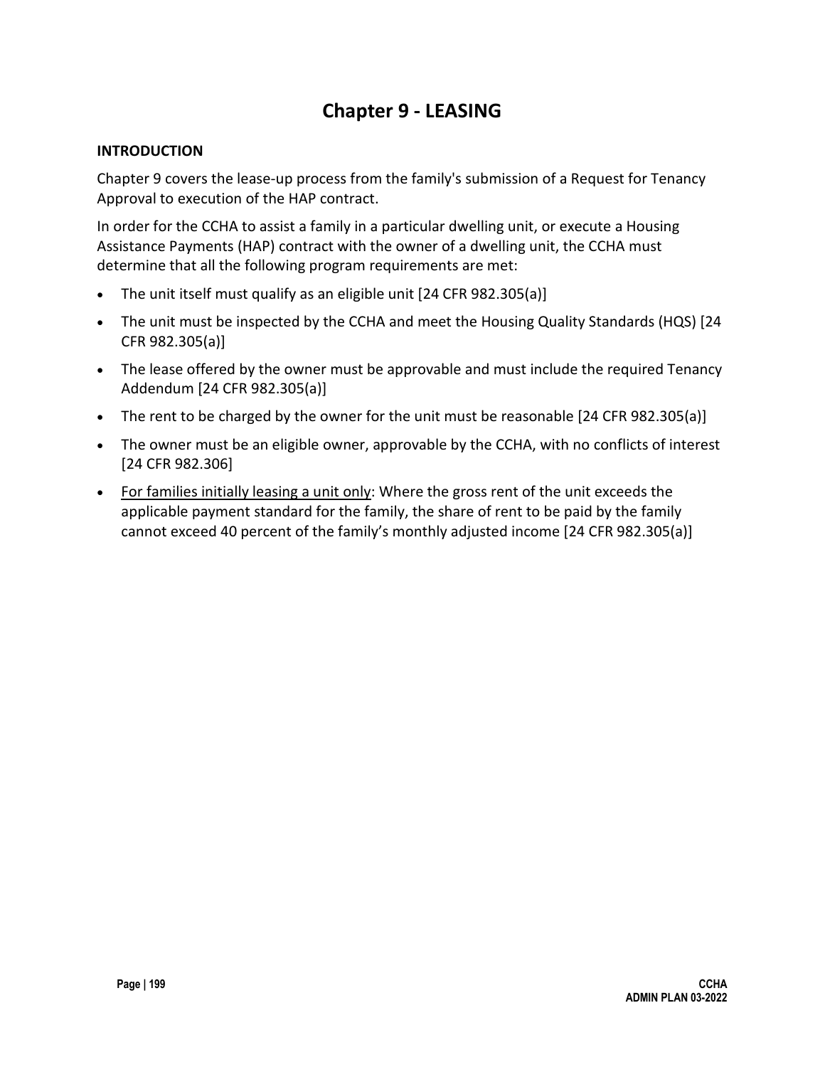# Chapter 9 - LEASING

## INTRODUCTION

Chapter 9 covers the lease-up process from the family's submission of a Request for Tenancy Approval to execution of the HAP contract.

In order for the CCHA to assist a family in a particular dwelling unit, or execute a Housing Assistance Payments (HAP) contract with the owner of a dwelling unit, the CCHA must determine that all the following program requirements are met:

- The unit itself must qualify as an eligible unit [24 CFR 982.305(a)]
- The unit must be inspected by the CCHA and meet the Housing Quality Standards (HQS) [24 CFR 982.305(a)]
- The lease offered by the owner must be approvable and must include the required Tenancy Addendum [24 CFR 982.305(a)]
- The rent to be charged by the owner for the unit must be reasonable [24 CFR 982.305(a)]
- The owner must be an eligible owner, approvable by the CCHA, with no conflicts of interest [24 CFR 982.306]
- <u>For families initially leasing a unit only</u>: Where the gross rent of the unit exceeds the applicable payment standard for the family, the share of rent to be paid by the family cannot exceed 40 percent of the family's monthly adjusted income [24 CFR 982.305(a)]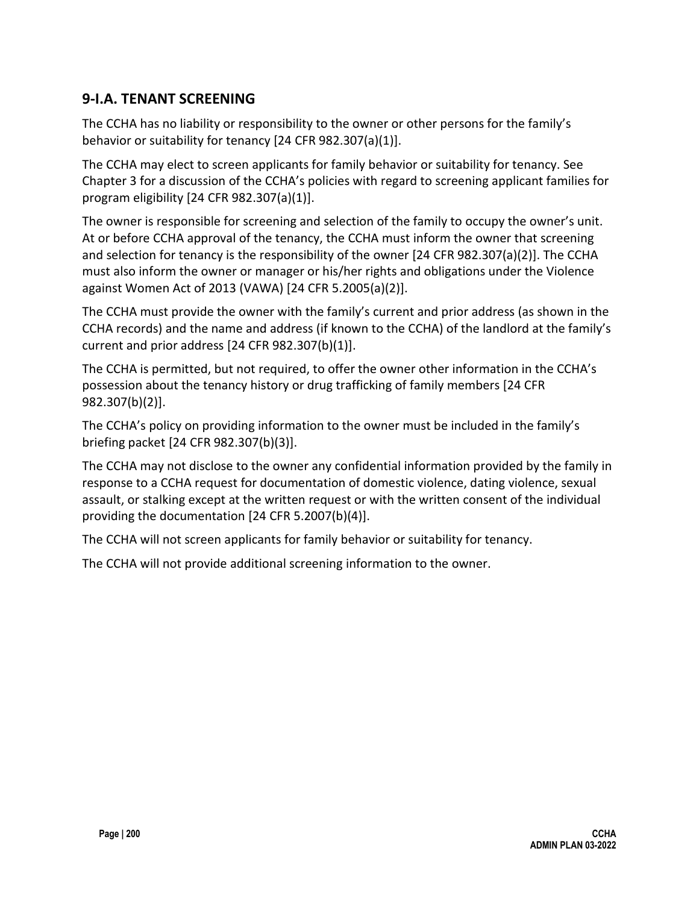## 9-I.A. TENANT SCREENING

The CCHA has no liability or responsibility to the owner or other persons for the family's behavior or suitability for tenancy [24 CFR 982.307(a)(1)].

The CCHA may elect to screen applicants for family behavior or suitability for tenancy. See Chapter 3 for a discussion of the CCHA's policies with regard to screening applicant families for program eligibility [24 CFR 982.307(a)(1)].

The owner is responsible for screening and selection of the family to occupy the owner's unit. At or before CCHA approval of the tenancy, the CCHA must inform the owner that screening and selection for tenancy is the responsibility of the owner [24 CFR 982.307(a)(2)]. The CCHA must also inform the owner or manager or his/her rights and obligations under the Violence against Women Act of 2013 (VAWA) [24 CFR 5.2005(a)(2)].

The CCHA must provide the owner with the family's current and prior address (as shown in the CCHA records) and the name and address (if known to the CCHA) of the landlord at the family's current and prior address [24 CFR 982.307(b)(1)].

The CCHA is permitted, but not required, to offer the owner other information in the CCHA's possession about the tenancy history or drug trafficking of family members [24 CFR 982.307(b)(2)].

The CCHA's policy on providing information to the owner must be included in the family's briefing packet [24 CFR 982.307(b)(3)].

The CCHA may not disclose to the owner any confidential information provided by the family in response to a CCHA request for documentation of domestic violence, dating violence, sexual assault, or stalking except at the written request or with the written consent of the individual providing the documentation [24 CFR 5.2007(b)(4)].

The CCHA will not screen applicants for family behavior or suitability for tenancy.

The CCHA will not provide additional screening information to the owner.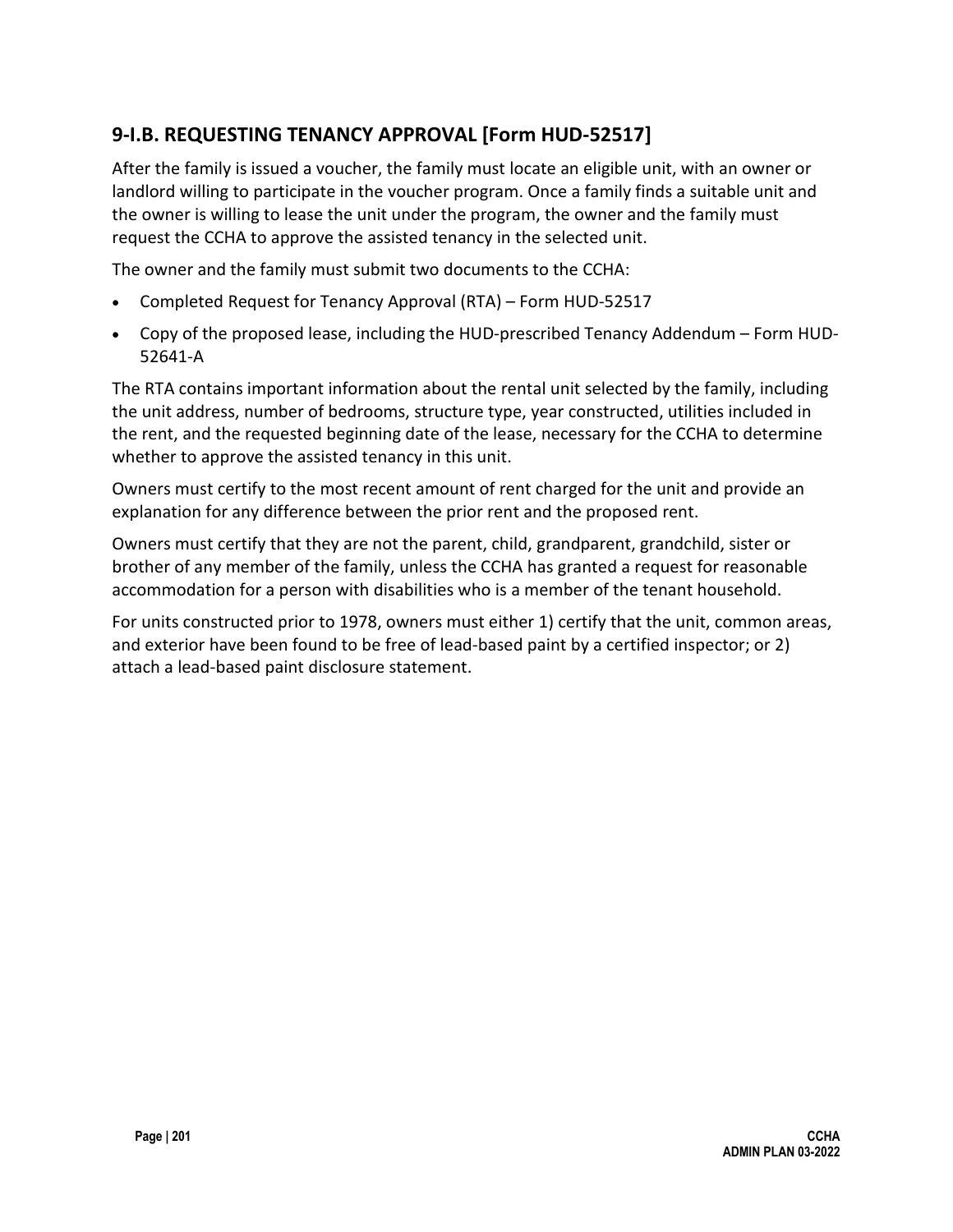## 9-I.B. REQUESTING TENANCY APPROVAL [Form HUD-52517]

After the family is issued a voucher, the family must locate an eligible unit, with an owner or landlord willing to participate in the voucher program. Once a family finds a suitable unit and the owner is willing to lease the unit under the program, the owner and the family must request the CCHA to approve the assisted tenancy in the selected unit.

The owner and the family must submit two documents to the CCHA:

- Completed Request for Tenancy Approval (RTA) – Form HUD-52517
- Copy of the proposed lease, including the HUD-prescribed Tenancy Addendum – Form HUD-52641-A

The RTA contains important information about the rental unit selected by the family, including the unit address, number of bedrooms, structure type, year constructed, utilities included in the rent, and the requested beginning date of the lease, necessary for the CCHA to determine whether to approve the assisted tenancy in this unit.

Owners must certify to the most recent amount of rent charged for the unit and provide an explanation for any difference between the prior rent and the proposed rent.

Owners must certify that they are not the parent, child, grandparent, grandchild, sister or brother of any member of the family, unless the CCHA has granted a request for reasonable accommodation for a person with disabilities who is a member of the tenant household.

For units constructed prior to 1978, owners must either 1) certify that the unit, common areas, and exterior have been found to be free of lead-based paint by a certified inspector; or 2) attach a lead-based paint disclosure statement.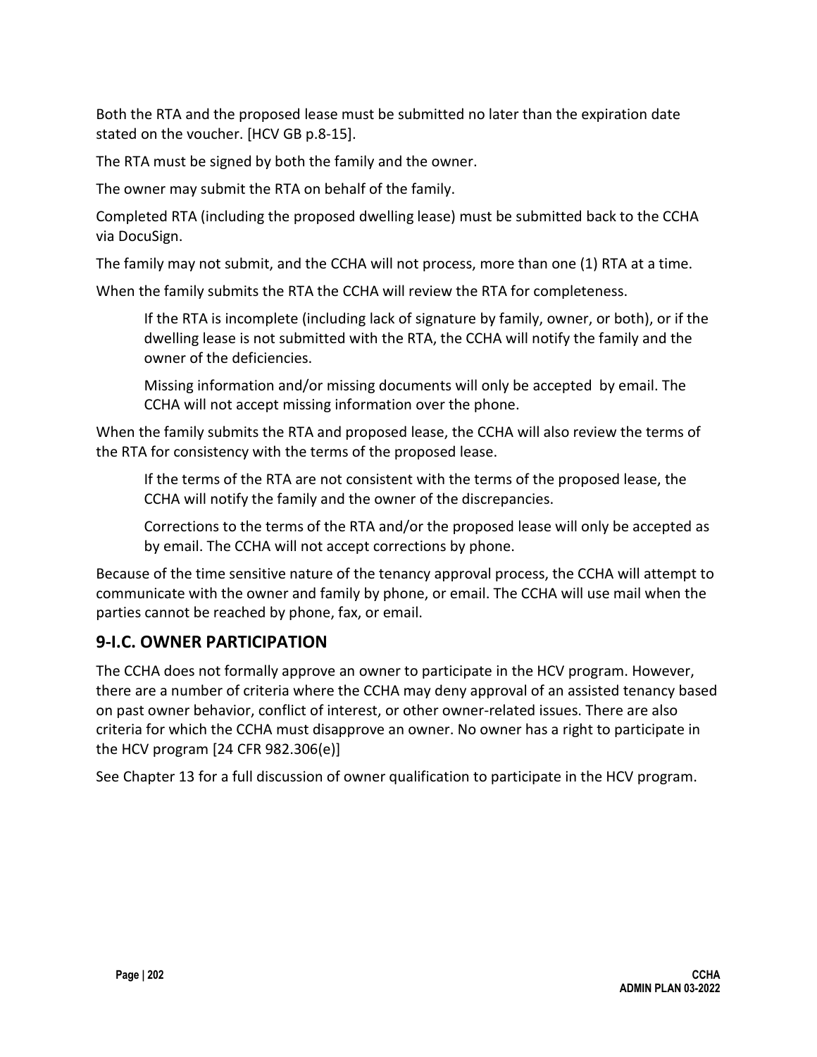Both the RTA and the proposed lease must be submitted no later than the expiration date stated on the voucher. [HCV GB p.8-15].

The RTA must be signed by both the family and the owner.

The owner may submit the RTA on behalf of the family.

Completed RTA (including the proposed dwelling lease) must be submitted back to the CCHA via DocuSign.

The family may not submit, and the CCHA will not process, more than one (1) RTA at a time.

When the family submits the RTA the CCHA will review the RTA for completeness.

> If the RTA is incomplete (including lack of signature by family, owner, or both), or if the dwelling lease is not submitted with the RTA, the CCHA will notify the family and the owner of the deficiencies.
>
> Missing information and/or missing documents will only be accepted by email. The CCHA will not accept missing information over the phone.

When the family submits the RTA and proposed lease, the CCHA will also review the terms of the RTA for consistency with the terms of the proposed lease.

> If the terms of the RTA are not consistent with the terms of the proposed lease, the CCHA will notify the family and the owner of the discrepancies.
>
> Corrections to the terms of the RTA and/or the proposed lease will only be accepted as by email. The CCHA will not accept corrections by phone.

Because of the time sensitive nature of the tenancy approval process, the CCHA will attempt to communicate with the owner and family by phone, or email. The CCHA will use mail when the parties cannot be reached by phone, fax, or email.

## 9-I.C. OWNER PARTICIPATION

The CCHA does not formally approve an owner to participate in the HCV program. However, there are a number of criteria where the CCHA may deny approval of an assisted tenancy based on past owner behavior, conflict of interest, or other owner-related issues. There are also criteria for which the CCHA must disapprove an owner. No owner has a right to participate in the HCV program [24 CFR 982.306(e)]

See Chapter 13 for a full discussion of owner qualification to participate in the HCV program.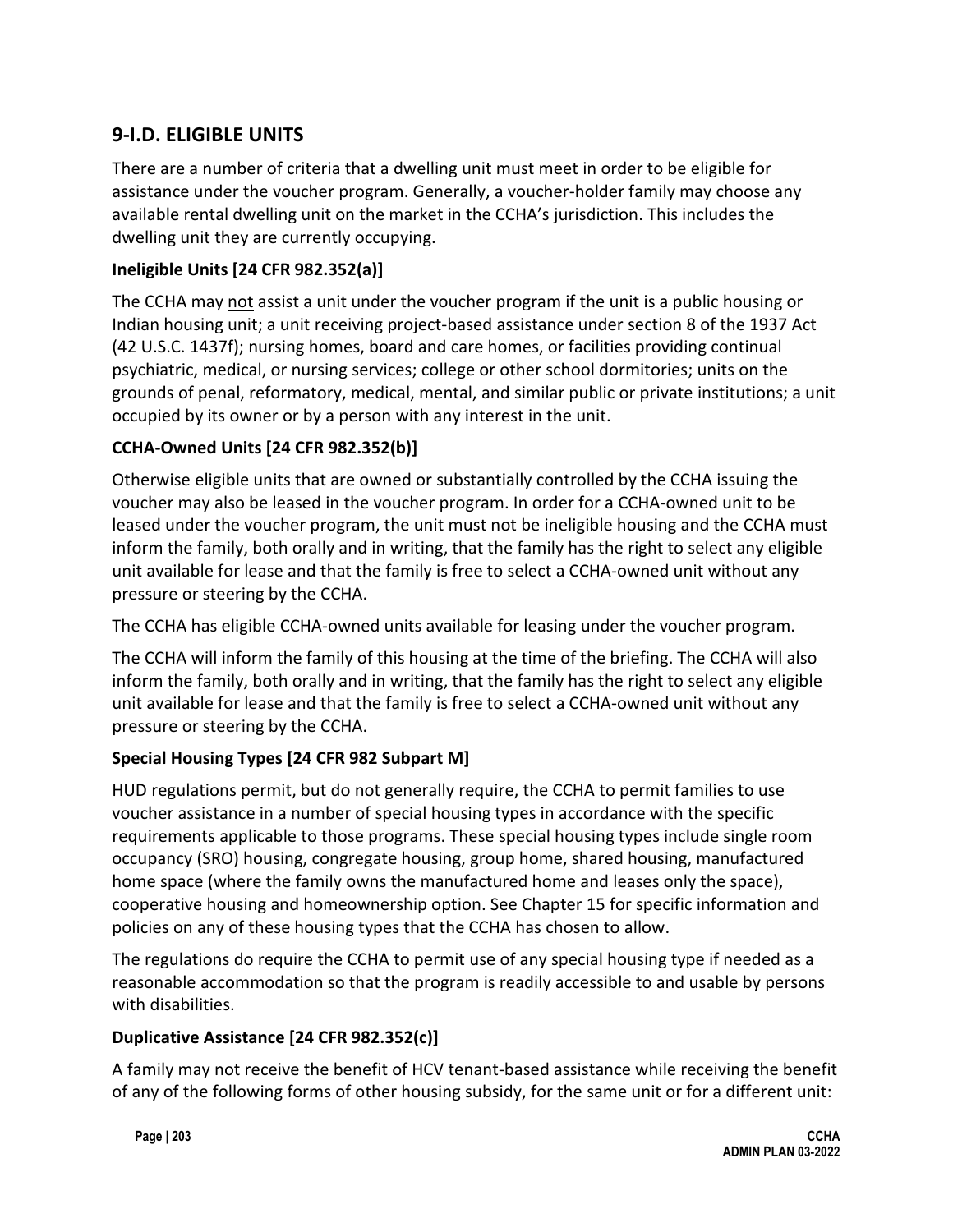## 9-I.D. ELIGIBLE UNITS

There are a number of criteria that a dwelling unit must meet in order to be eligible for assistance under the voucher program. Generally, a voucher-holder family may choose any available rental dwelling unit on the market in the CCHA's jurisdiction. This includes the dwelling unit they are currently occupying.

### Ineligible Units [24 CFR 982.352(a)]

The CCHA may <u>not</u> assist a unit under the voucher program if the unit is a public housing or Indian housing unit; a unit receiving project-based assistance under section 8 of the 1937 Act (42 U.S.C. 1437f); nursing homes, board and care homes, or facilities providing continual psychiatric, medical, or nursing services; college or other school dormitories; units on the grounds of penal, reformatory, medical, mental, and similar public or private institutions; a unit occupied by its owner or by a person with any interest in the unit.

### CCHA-Owned Units [24 CFR 982.352(b)]

Otherwise eligible units that are owned or substantially controlled by the CCHA issuing the voucher may also be leased in the voucher program. In order for a CCHA-owned unit to be leased under the voucher program, the unit must not be ineligible housing and the CCHA must inform the family, both orally and in writing, that the family has the right to select any eligible unit available for lease and that the family is free to select a CCHA-owned unit without any pressure or steering by the CCHA.

The CCHA has eligible CCHA-owned units available for leasing under the voucher program.

The CCHA will inform the family of this housing at the time of the briefing. The CCHA will also inform the family, both orally and in writing, that the family has the right to select any eligible unit available for lease and that the family is free to select a CCHA-owned unit without any pressure or steering by the CCHA.

### Special Housing Types [24 CFR 982 Subpart M]

HUD regulations permit, but do not generally require, the CCHA to permit families to use voucher assistance in a number of special housing types in accordance with the specific requirements applicable to those programs. These special housing types include single room occupancy (SRO) housing, congregate housing, group home, shared housing, manufactured home space (where the family owns the manufactured home and leases only the space), cooperative housing and homeownership option. See Chapter 15 for specific information and policies on any of these housing types that the CCHA has chosen to allow.

The regulations do require the CCHA to permit use of any special housing type if needed as a reasonable accommodation so that the program is readily accessible to and usable by persons with disabilities.

### Duplicative Assistance [24 CFR 982.352(c)]

A family may not receive the benefit of HCV tenant-based assistance while receiving the benefit of any of the following forms of other housing subsidy, for the same unit or for a different unit: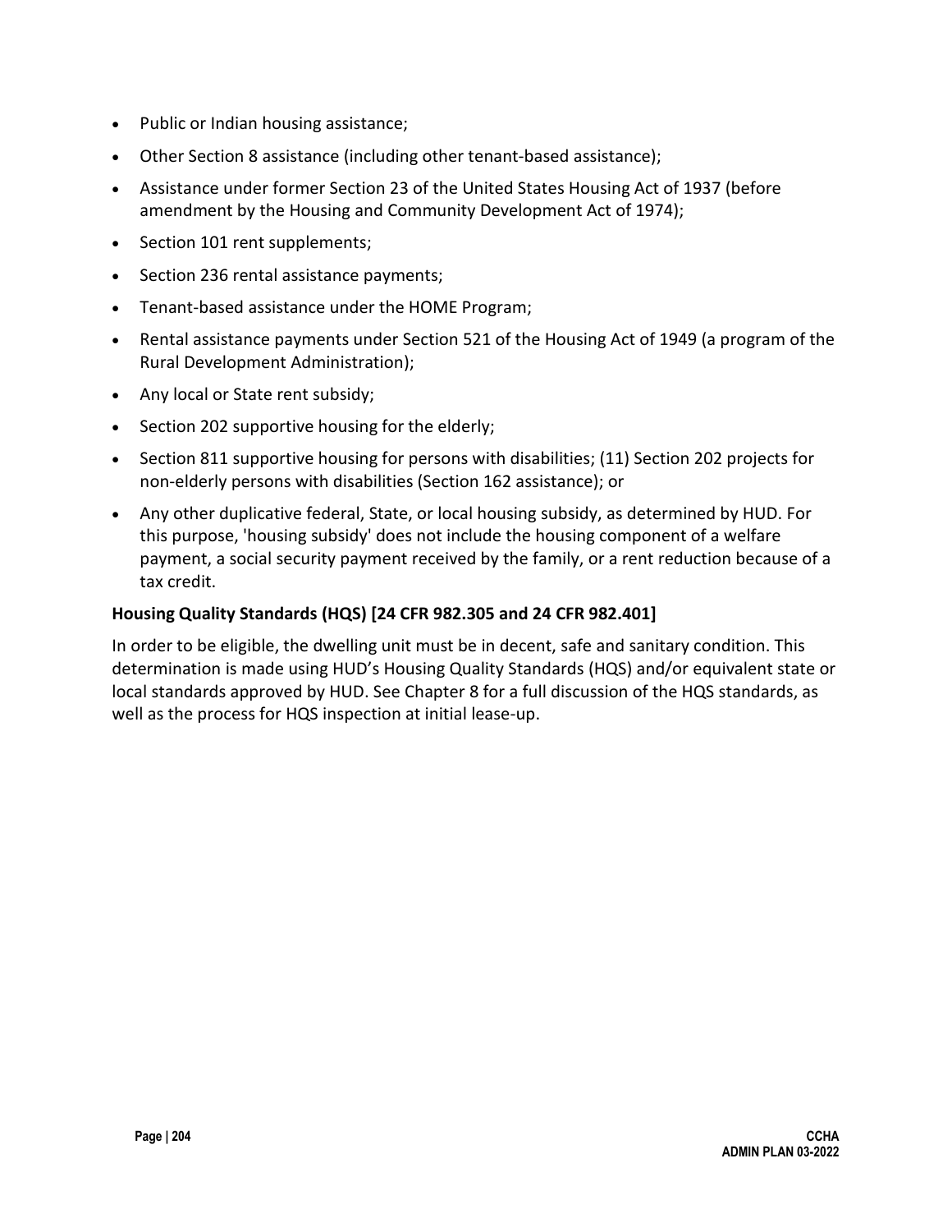- Public or Indian housing assistance;
- Other Section 8 assistance (including other tenant-based assistance);
- Assistance under former Section 23 of the United States Housing Act of 1937 (before amendment by the Housing and Community Development Act of 1974);
- Section 101 rent supplements;
- Section 236 rental assistance payments;
- Tenant-based assistance under the HOME Program;
- Rental assistance payments under Section 521 of the Housing Act of 1949 (a program of the Rural Development Administration);
- Any local or State rent subsidy;
- Section 202 supportive housing for the elderly;
- Section 811 supportive housing for persons with disabilities; (11) Section 202 projects for non-elderly persons with disabilities (Section 162 assistance); or
- Any other duplicative federal, State, or local housing subsidy, as determined by HUD. For this purpose, 'housing subsidy' does not include the housing component of a welfare payment, a social security payment received by the family, or a rent reduction because of a tax credit.

**Housing Quality Standards (HQS) [24 CFR 982.305 and 24 CFR 982.401]**

In order to be eligible, the dwelling unit must be in decent, safe and sanitary condition. This determination is made using HUD's Housing Quality Standards (HQS) and/or equivalent state or local standards approved by HUD. See Chapter 8 for a full discussion of the HQS standards, as well as the process for HQS inspection at initial lease-up.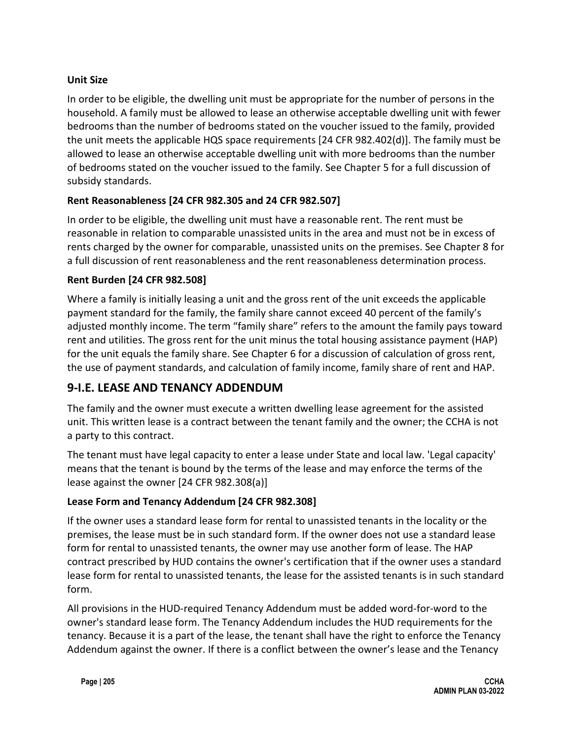### Unit Size

In order to be eligible, the dwelling unit must be appropriate for the number of persons in the household. A family must be allowed to lease an otherwise acceptable dwelling unit with fewer bedrooms than the number of bedrooms stated on the voucher issued to the family, provided the unit meets the applicable HQS space requirements [24 CFR 982.402(d)]. The family must be allowed to lease an otherwise acceptable dwelling unit with more bedrooms than the number of bedrooms stated on the voucher issued to the family. See Chapter 5 for a full discussion of subsidy standards.

### Rent Reasonableness [24 CFR 982.305 and 24 CFR 982.507]

In order to be eligible, the dwelling unit must have a reasonable rent. The rent must be reasonable in relation to comparable unassisted units in the area and must not be in excess of rents charged by the owner for comparable, unassisted units on the premises. See Chapter 8 for a full discussion of rent reasonableness and the rent reasonableness determination process.

### Rent Burden [24 CFR 982.508]

Where a family is initially leasing a unit and the gross rent of the unit exceeds the applicable payment standard for the family, the family share cannot exceed 40 percent of the family's adjusted monthly income. The term "family share" refers to the amount the family pays toward rent and utilities. The gross rent for the unit minus the total housing assistance payment (HAP) for the unit equals the family share. See Chapter 6 for a discussion of calculation of gross rent, the use of payment standards, and calculation of family income, family share of rent and HAP.

## 9-I.E. LEASE AND TENANCY ADDENDUM

The family and the owner must execute a written dwelling lease agreement for the assisted unit. This written lease is a contract between the tenant family and the owner; the CCHA is not a party to this contract.

The tenant must have legal capacity to enter a lease under State and local law. 'Legal capacity' means that the tenant is bound by the terms of the lease and may enforce the terms of the lease against the owner [24 CFR 982.308(a)]

### Lease Form and Tenancy Addendum [24 CFR 982.308]

If the owner uses a standard lease form for rental to unassisted tenants in the locality or the premises, the lease must be in such standard form. If the owner does not use a standard lease form for rental to unassisted tenants, the owner may use another form of lease. The HAP contract prescribed by HUD contains the owner's certification that if the owner uses a standard lease form for rental to unassisted tenants, the lease for the assisted tenants is in such standard form.

All provisions in the HUD-required Tenancy Addendum must be added word-for-word to the owner's standard lease form. The Tenancy Addendum includes the HUD requirements for the tenancy. Because it is a part of the lease, the tenant shall have the right to enforce the Tenancy Addendum against the owner. If there is a conflict between the owner's lease and the Tenancy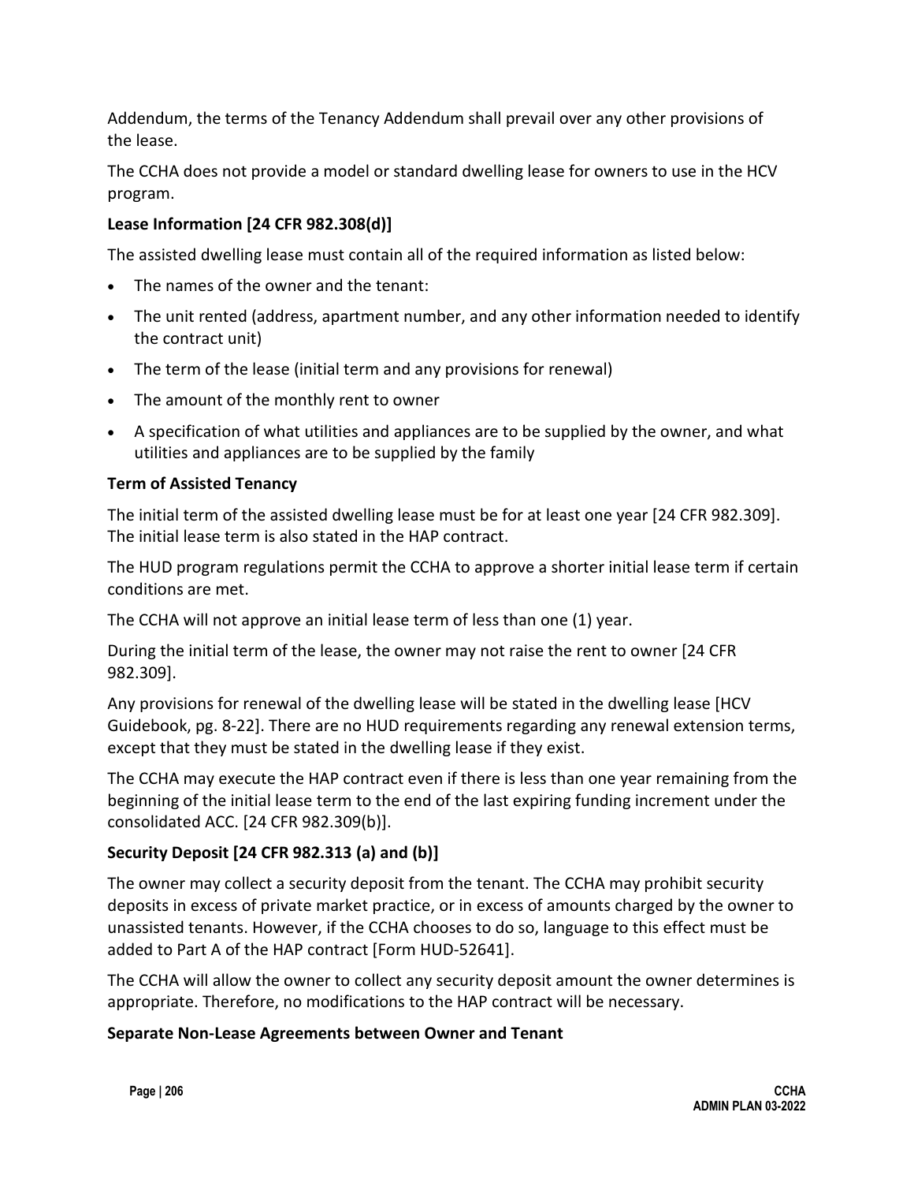Addendum, the terms of the Tenancy Addendum shall prevail over any other provisions of the lease.

The CCHA does not provide a model or standard dwelling lease for owners to use in the HCV program.

**Lease Information [24 CFR 982.308(d)]**

The assisted dwelling lease must contain all of the required information as listed below:

- The names of the owner and the tenant:
- The unit rented (address, apartment number, and any other information needed to identify the contract unit)
- The term of the lease (initial term and any provisions for renewal)
- The amount of the monthly rent to owner
- A specification of what utilities and appliances are to be supplied by the owner, and what utilities and appliances are to be supplied by the family

**Term of Assisted Tenancy**

The initial term of the assisted dwelling lease must be for at least one year [24 CFR 982.309]. The initial lease term is also stated in the HAP contract.

The HUD program regulations permit the CCHA to approve a shorter initial lease term if certain conditions are met.

The CCHA will not approve an initial lease term of less than one (1) year.

During the initial term of the lease, the owner may not raise the rent to owner [24 CFR 982.309].

Any provisions for renewal of the dwelling lease will be stated in the dwelling lease [HCV Guidebook, pg. 8-22]. There are no HUD requirements regarding any renewal extension terms, except that they must be stated in the dwelling lease if they exist.

The CCHA may execute the HAP contract even if there is less than one year remaining from the beginning of the initial lease term to the end of the last expiring funding increment under the consolidated ACC. [24 CFR 982.309(b)].

**Security Deposit [24 CFR 982.313 (a) and (b)]**

The owner may collect a security deposit from the tenant. The CCHA may prohibit security deposits in excess of private market practice, or in excess of amounts charged by the owner to unassisted tenants. However, if the CCHA chooses to do so, language to this effect must be added to Part A of the HAP contract [Form HUD-52641].

The CCHA will allow the owner to collect any security deposit amount the owner determines is appropriate. Therefore, no modifications to the HAP contract will be necessary.

**Separate Non-Lease Agreements between Owner and Tenant**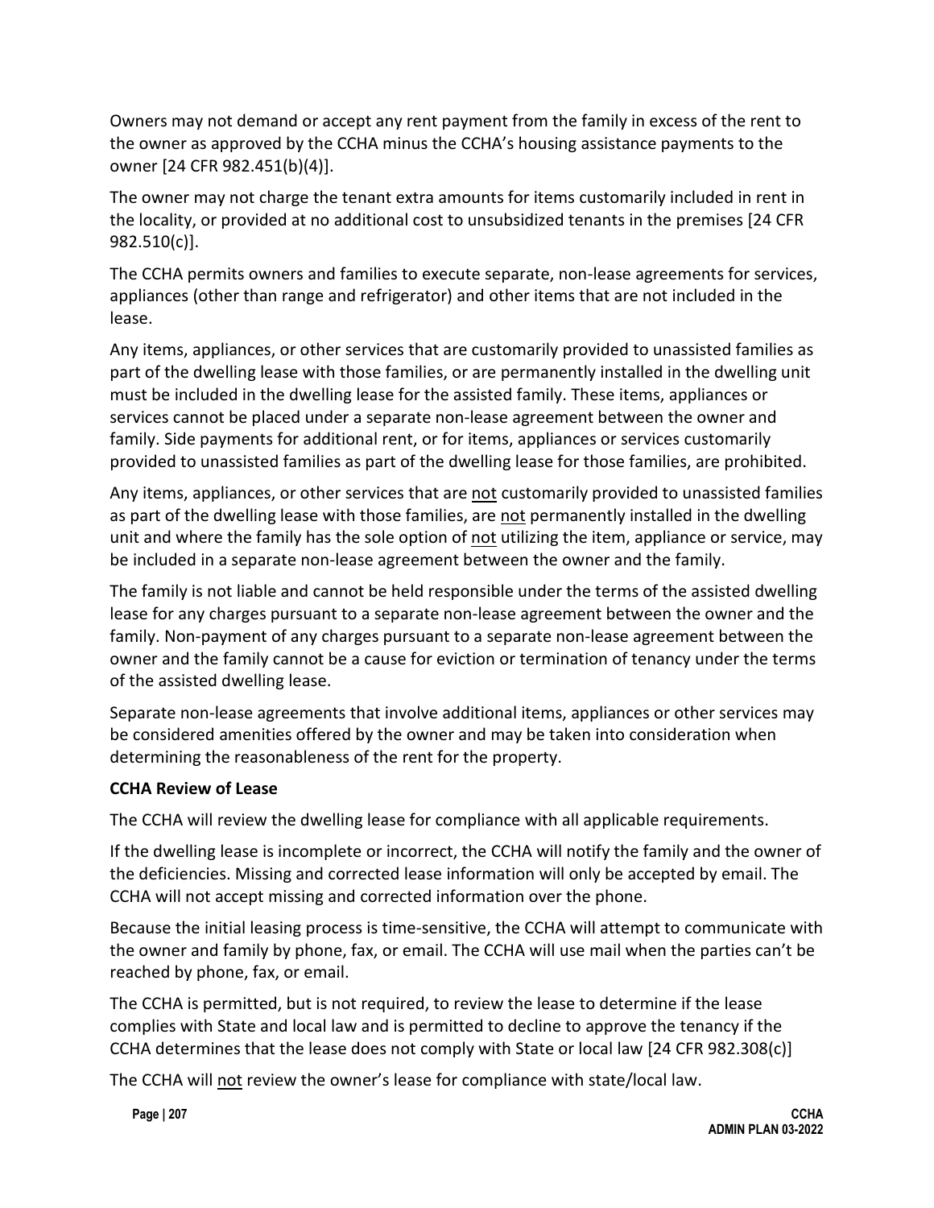Owners may not demand or accept any rent payment from the family in excess of the rent to the owner as approved by the CCHA minus the CCHA's housing assistance payments to the owner [24 CFR 982.451(b)(4)].

The owner may not charge the tenant extra amounts for items customarily included in rent in the locality, or provided at no additional cost to unsubsidized tenants in the premises [24 CFR 982.510(c)].

The CCHA permits owners and families to execute separate, non-lease agreements for services, appliances (other than range and refrigerator) and other items that are not included in the lease.

Any items, appliances, or other services that are customarily provided to unassisted families as part of the dwelling lease with those families, or are permanently installed in the dwelling unit must be included in the dwelling lease for the assisted family. These items, appliances or services cannot be placed under a separate non-lease agreement between the owner and family. Side payments for additional rent, or for items, appliances or services customarily provided to unassisted families as part of the dwelling lease for those families, are prohibited.

Any items, appliances, or other services that are <u>not</u> customarily provided to unassisted families as part of the dwelling lease with those families, are <u>not</u> permanently installed in the dwelling unit and where the family has the sole option of <u>not</u> utilizing the item, appliance or service, may be included in a separate non-lease agreement between the owner and the family.

The family is not liable and cannot be held responsible under the terms of the assisted dwelling lease for any charges pursuant to a separate non-lease agreement between the owner and the family. Non-payment of any charges pursuant to a separate non-lease agreement between the owner and the family cannot be a cause for eviction or termination of tenancy under the terms of the assisted dwelling lease.

Separate non-lease agreements that involve additional items, appliances or other services may be considered amenities offered by the owner and may be taken into consideration when determining the reasonableness of the rent for the property.

**CCHA Review of Lease**

The CCHA will review the dwelling lease for compliance with all applicable requirements.

If the dwelling lease is incomplete or incorrect, the CCHA will notify the family and the owner of the deficiencies. Missing and corrected lease information will only be accepted by email. The CCHA will not accept missing and corrected information over the phone.

Because the initial leasing process is time-sensitive, the CCHA will attempt to communicate with the owner and family by phone, fax, or email. The CCHA will use mail when the parties can't be reached by phone, fax, or email.

The CCHA is permitted, but is not required, to review the lease to determine if the lease complies with State and local law and is permitted to decline to approve the tenancy if the CCHA determines that the lease does not comply with State or local law [24 CFR 982.308(c)]

The CCHA will <u>not</u> review the owner's lease for compliance with state/local law.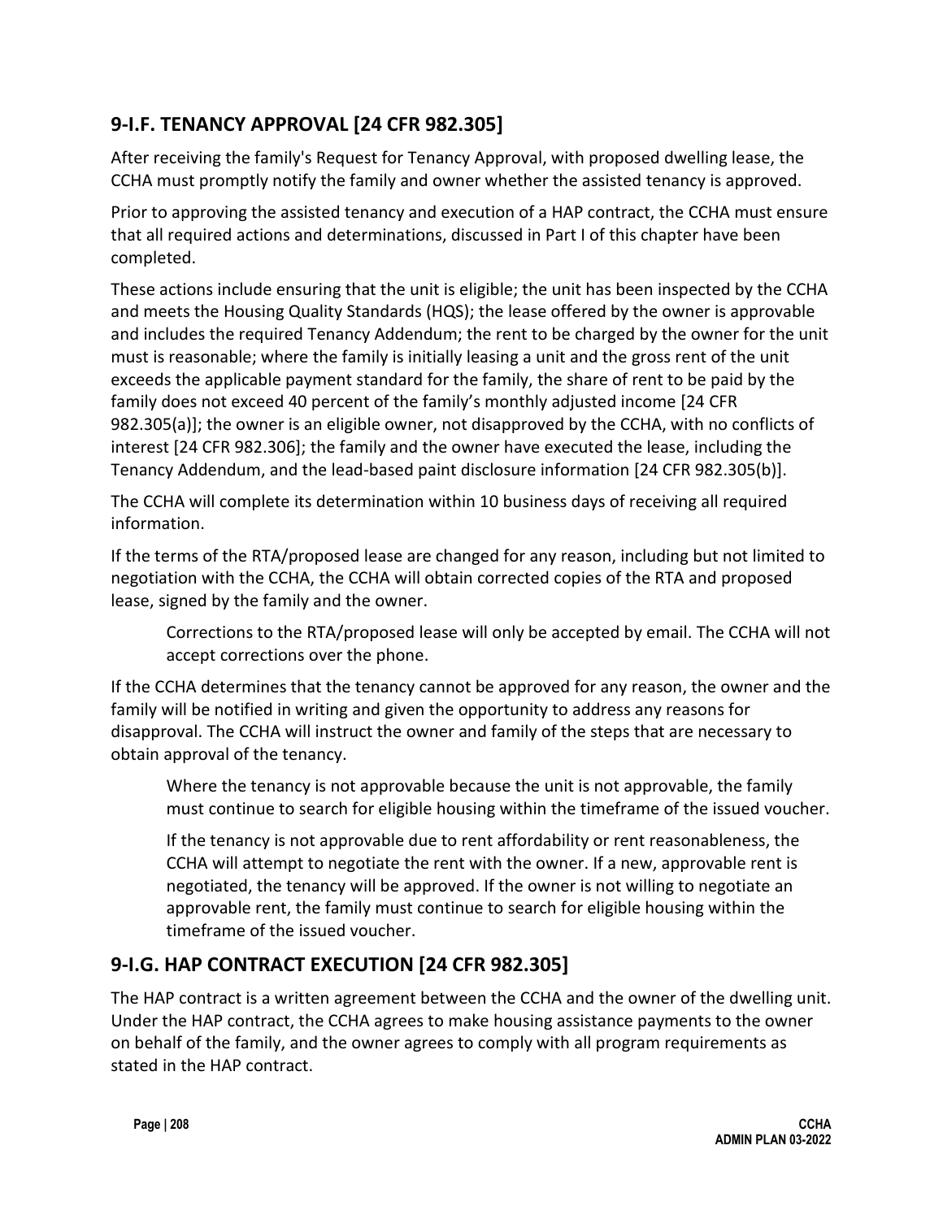## 9-I.F. TENANCY APPROVAL [24 CFR 982.305]

After receiving the family's Request for Tenancy Approval, with proposed dwelling lease, the CCHA must promptly notify the family and owner whether the assisted tenancy is approved.

Prior to approving the assisted tenancy and execution of a HAP contract, the CCHA must ensure that all required actions and determinations, discussed in Part I of this chapter have been completed.

These actions include ensuring that the unit is eligible; the unit has been inspected by the CCHA and meets the Housing Quality Standards (HQS); the lease offered by the owner is approvable and includes the required Tenancy Addendum; the rent to be charged by the owner for the unit must is reasonable; where the family is initially leasing a unit and the gross rent of the unit exceeds the applicable payment standard for the family, the share of rent to be paid by the family does not exceed 40 percent of the family's monthly adjusted income [24 CFR 982.305(a)]; the owner is an eligible owner, not disapproved by the CCHA, with no conflicts of interest [24 CFR 982.306]; the family and the owner have executed the lease, including the Tenancy Addendum, and the lead-based paint disclosure information [24 CFR 982.305(b)].

The CCHA will complete its determination within 10 business days of receiving all required information.

If the terms of the RTA/proposed lease are changed for any reason, including but not limited to negotiation with the CCHA, the CCHA will obtain corrected copies of the RTA and proposed lease, signed by the family and the owner.

> Corrections to the RTA/proposed lease will only be accepted by email. The CCHA will not accept corrections over the phone.

If the CCHA determines that the tenancy cannot be approved for any reason, the owner and the family will be notified in writing and given the opportunity to address any reasons for disapproval. The CCHA will instruct the owner and family of the steps that are necessary to obtain approval of the tenancy.

> Where the tenancy is not approvable because the unit is not approvable, the family must continue to search for eligible housing within the timeframe of the issued voucher.
>
> If the tenancy is not approvable due to rent affordability or rent reasonableness, the CCHA will attempt to negotiate the rent with the owner. If a new, approvable rent is negotiated, the tenancy will be approved. If the owner is not willing to negotiate an approvable rent, the family must continue to search for eligible housing within the timeframe of the issued voucher.

## 9-I.G. HAP CONTRACT EXECUTION [24 CFR 982.305]

The HAP contract is a written agreement between the CCHA and the owner of the dwelling unit. Under the HAP contract, the CCHA agrees to make housing assistance payments to the owner on behalf of the family, and the owner agrees to comply with all program requirements as stated in the HAP contract.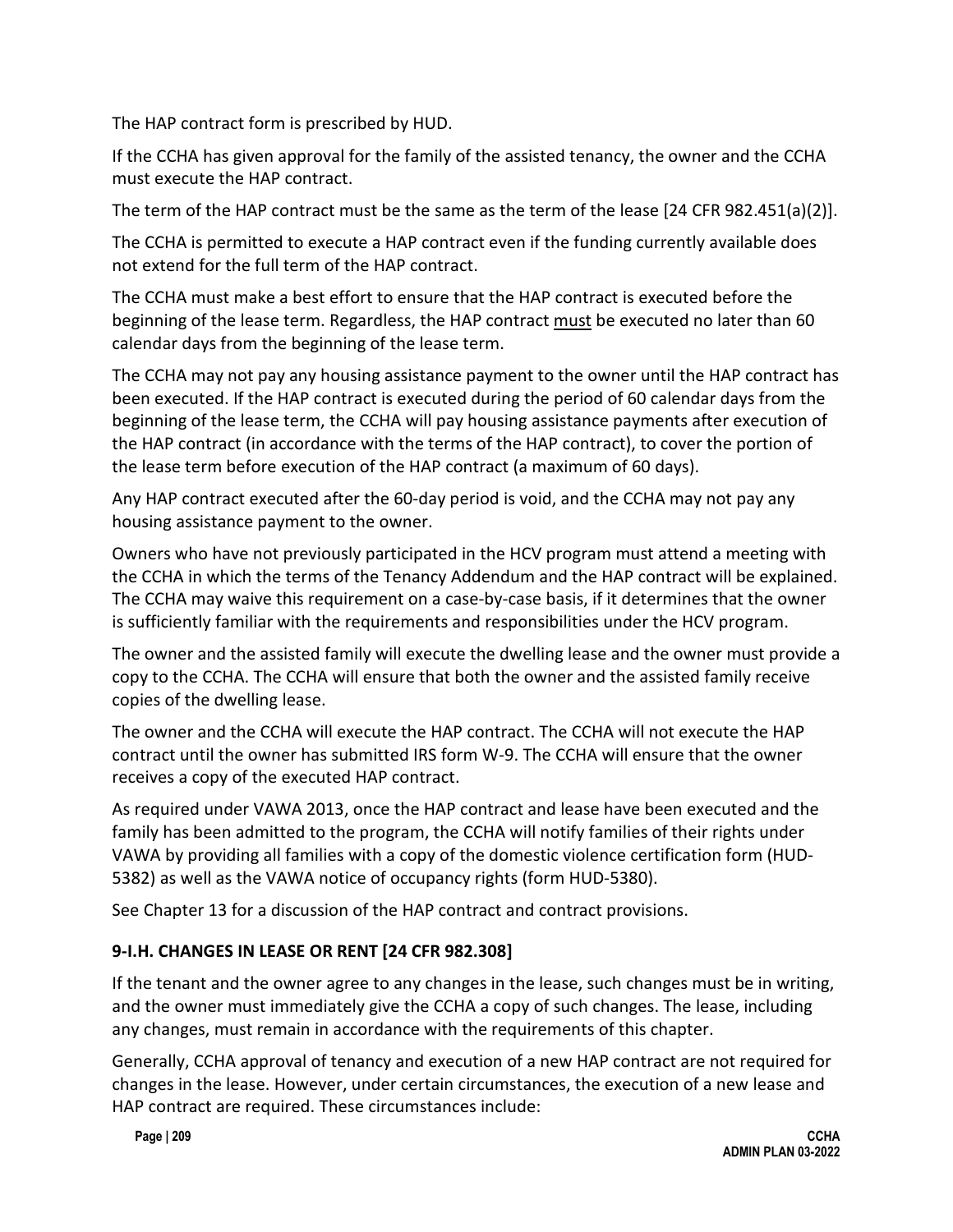The HAP contract form is prescribed by HUD.

If the CCHA has given approval for the family of the assisted tenancy, the owner and the CCHA must execute the HAP contract.

The term of the HAP contract must be the same as the term of the lease [24 CFR 982.451(a)(2)].

The CCHA is permitted to execute a HAP contract even if the funding currently available does not extend for the full term of the HAP contract.

The CCHA must make a best effort to ensure that the HAP contract is executed before the beginning of the lease term. Regardless, the HAP contract <u>must</u> be executed no later than 60 calendar days from the beginning of the lease term.

The CCHA may not pay any housing assistance payment to the owner until the HAP contract has been executed. If the HAP contract is executed during the period of 60 calendar days from the beginning of the lease term, the CCHA will pay housing assistance payments after execution of the HAP contract (in accordance with the terms of the HAP contract), to cover the portion of the lease term before execution of the HAP contract (a maximum of 60 days).

Any HAP contract executed after the 60-day period is void, and the CCHA may not pay any housing assistance payment to the owner.

Owners who have not previously participated in the HCV program must attend a meeting with the CCHA in which the terms of the Tenancy Addendum and the HAP contract will be explained. The CCHA may waive this requirement on a case-by-case basis, if it determines that the owner is sufficiently familiar with the requirements and responsibilities under the HCV program.

The owner and the assisted family will execute the dwelling lease and the owner must provide a copy to the CCHA. The CCHA will ensure that both the owner and the assisted family receive copies of the dwelling lease.

The owner and the CCHA will execute the HAP contract. The CCHA will not execute the HAP contract until the owner has submitted IRS form W-9. The CCHA will ensure that the owner receives a copy of the executed HAP contract.

As required under VAWA 2013, once the HAP contract and lease have been executed and the family has been admitted to the program, the CCHA will notify families of their rights under VAWA by providing all families with a copy of the domestic violence certification form (HUD-5382) as well as the VAWA notice of occupancy rights (form HUD-5380).

See Chapter 13 for a discussion of the HAP contract and contract provisions.

### 9-I.H. CHANGES IN LEASE OR RENT [24 CFR 982.308]

If the tenant and the owner agree to any changes in the lease, such changes must be in writing, and the owner must immediately give the CCHA a copy of such changes. The lease, including any changes, must remain in accordance with the requirements of this chapter.

Generally, CCHA approval of tenancy and execution of a new HAP contract are not required for changes in the lease. However, under certain circumstances, the execution of a new lease and HAP contract are required. These circumstances include: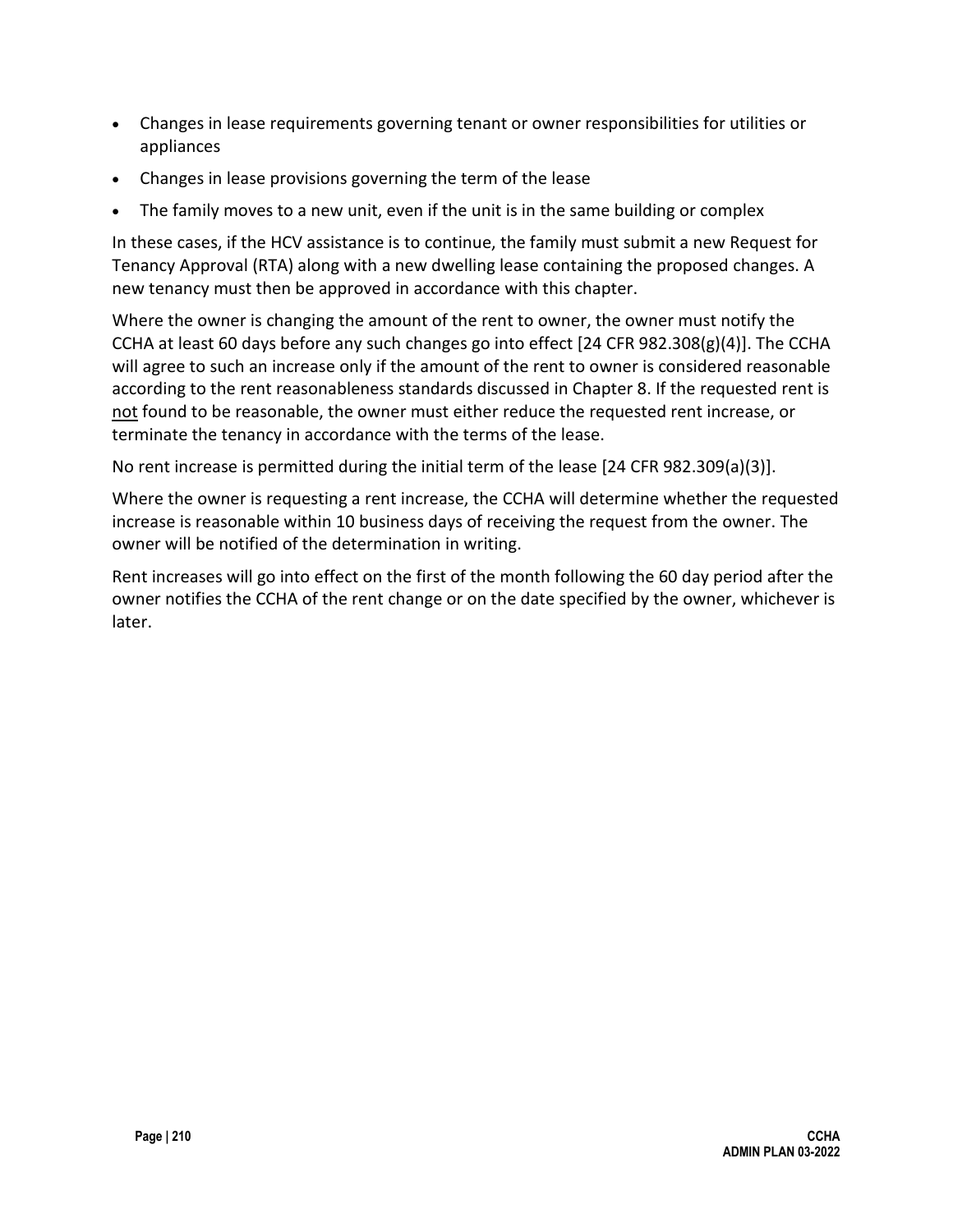- Changes in lease requirements governing tenant or owner responsibilities for utilities or appliances
- Changes in lease provisions governing the term of the lease
- The family moves to a new unit, even if the unit is in the same building or complex

In these cases, if the HCV assistance is to continue, the family must submit a new Request for Tenancy Approval (RTA) along with a new dwelling lease containing the proposed changes. A new tenancy must then be approved in accordance with this chapter.

Where the owner is changing the amount of the rent to owner, the owner must notify the CCHA at least 60 days before any such changes go into effect [24 CFR 982.308(g)(4)]. The CCHA will agree to such an increase only if the amount of the rent to owner is considered reasonable according to the rent reasonableness standards discussed in Chapter 8. If the requested rent is <u>not</u> found to be reasonable, the owner must either reduce the requested rent increase, or terminate the tenancy in accordance with the terms of the lease.

No rent increase is permitted during the initial term of the lease [24 CFR 982.309(a)(3)].

Where the owner is requesting a rent increase, the CCHA will determine whether the requested increase is reasonable within 10 business days of receiving the request from the owner. The owner will be notified of the determination in writing.

Rent increases will go into effect on the first of the month following the 60 day period after the owner notifies the CCHA of the rent change or on the date specified by the owner, whichever is later.